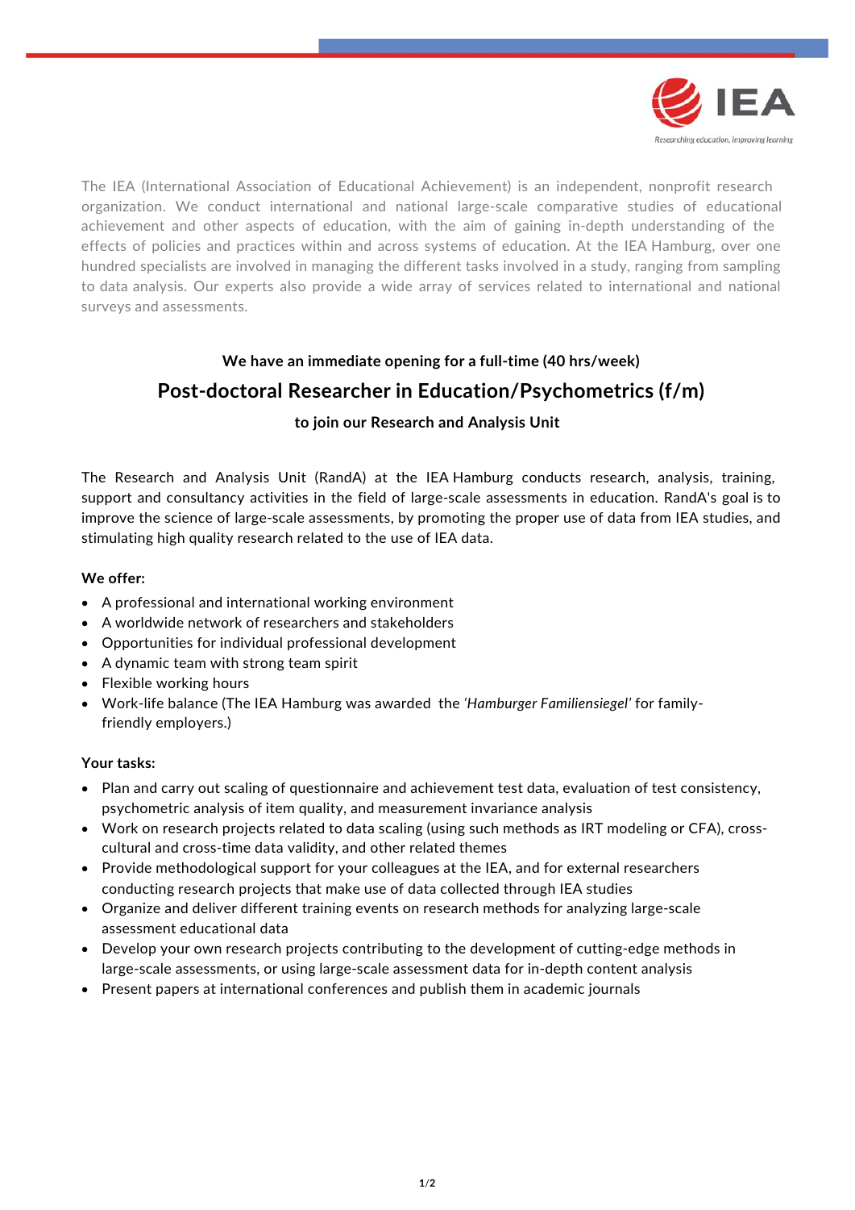The IEA (International Association of Educational Achievement) is an independent, nonprofit research organization. We conduct international and national large-scale comparative studies of educational achievement and other aspects of education, with the aim of gaining in-depth understanding of the effects of policies and practices within and across systems of education. At the IEA Hamburg, over one hundred specialists are involved in managing the different tasks involved in a study, ranging from sampling to data analysis. Our experts also provide a wide array of services related to international and national surveys and assessments.

**We have an immediate opening for a full-time (40 hrs/week)**

# Post-doctoral Researcher in Education/Psychometrics (f/m)

**to join our Research and Analysis Unit**

The Research and Analysis Unit (RandA) at the IEA Hamburg conducts research, analysis, training, support and consultancy activities in the field of large-scale assessments in education. RandA's goal is to improve the science of large-scale assessments, by promoting the proper use of data from IEA studies, and stimulating high quality research related to the use of IEA data.

**We offer:**

- A professional and international working environment
- A worldwide network of researchers and stakeholders
- Opportunities for individual professional development
- A dynamic team with strong team spirit
- Flexible working hours
- Work-life balance (The IEA Hamburg was awarded the *'Hamburger Familiensiegel'* for family-friendly employers.)

**Your tasks:**

- Plan and carry out scaling of questionnaire and achievement test data, evaluation of test consistency, psychometric analysis of item quality, and measurement invariance analysis
- Work on research projects related to data scaling (using such methods as IRT modeling or CFA), cross-cultural and cross-time data validity, and other related themes
- Provide methodological support for your colleagues at the IEA, and for external researchers conducting research projects that make use of data collected through IEA studies
- Organize and deliver different training events on research methods for analyzing large-scale assessment educational data
- Develop your own research projects contributing to the development of cutting-edge methods in large-scale assessments, or using large-scale assessment data for in-depth content analysis
- Present papers at international conferences and publish them in academic journals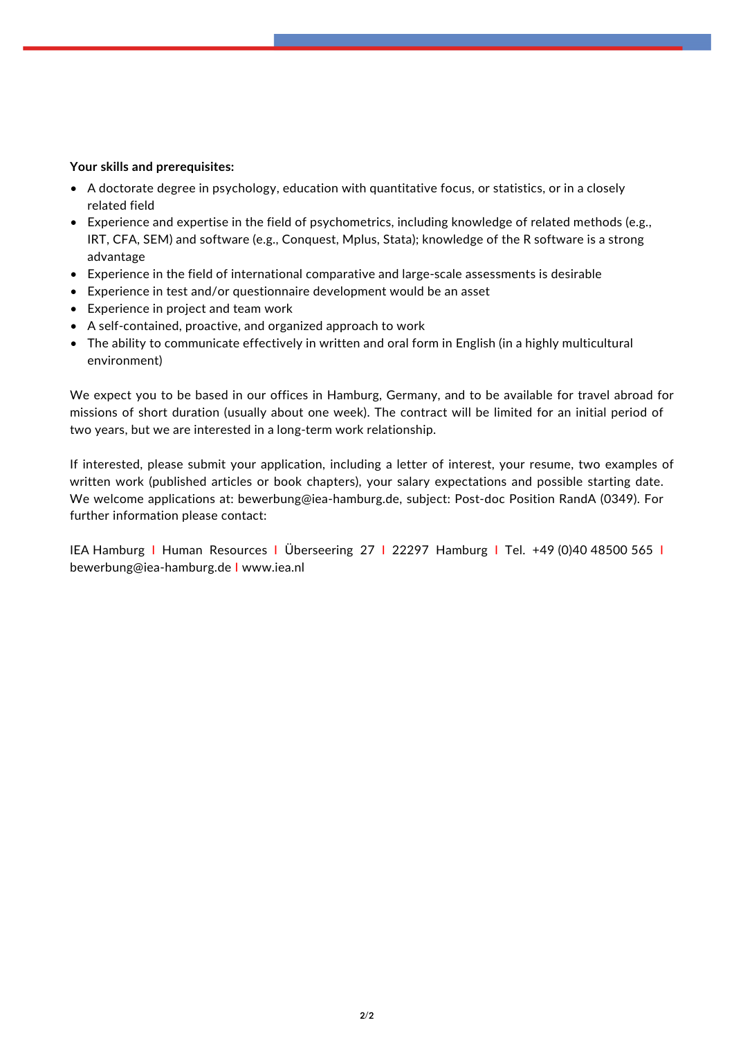**Your skills and prerequisites:**

- A doctorate degree in psychology, education with quantitative focus, or statistics, or in a closely related field
- Experience and expertise in the field of psychometrics, including knowledge of related methods (e.g., IRT, CFA, SEM) and software (e.g., Conquest, Mplus, Stata); knowledge of the R software is a strong advantage
- Experience in the field of international comparative and large-scale assessments is desirable
- Experience in test and/or questionnaire development would be an asset
- Experience in project and team work
- A self-contained, proactive, and organized approach to work
- The ability to communicate effectively in written and oral form in English (in a highly multicultural environment)

We expect you to be based in our offices in Hamburg, Germany, and to be available for travel abroad for missions of short duration (usually about one week). The contract will be limited for an initial period of two years, but we are interested in a long-term work relationship.

If interested, please submit your application, including a letter of interest, your resume, two examples of written work (published articles or book chapters), your salary expectations and possible starting date. We welcome applications at: bewerbung@iea-hamburg.de, subject: Post-doc Position RandA (0349). For further information please contact:

IEA Hamburg | Human Resources | Überseering 27 | 22297 Hamburg | Tel. +49 (0)40 48500 565 | bewerbung@iea-hamburg.de | www.iea.nl